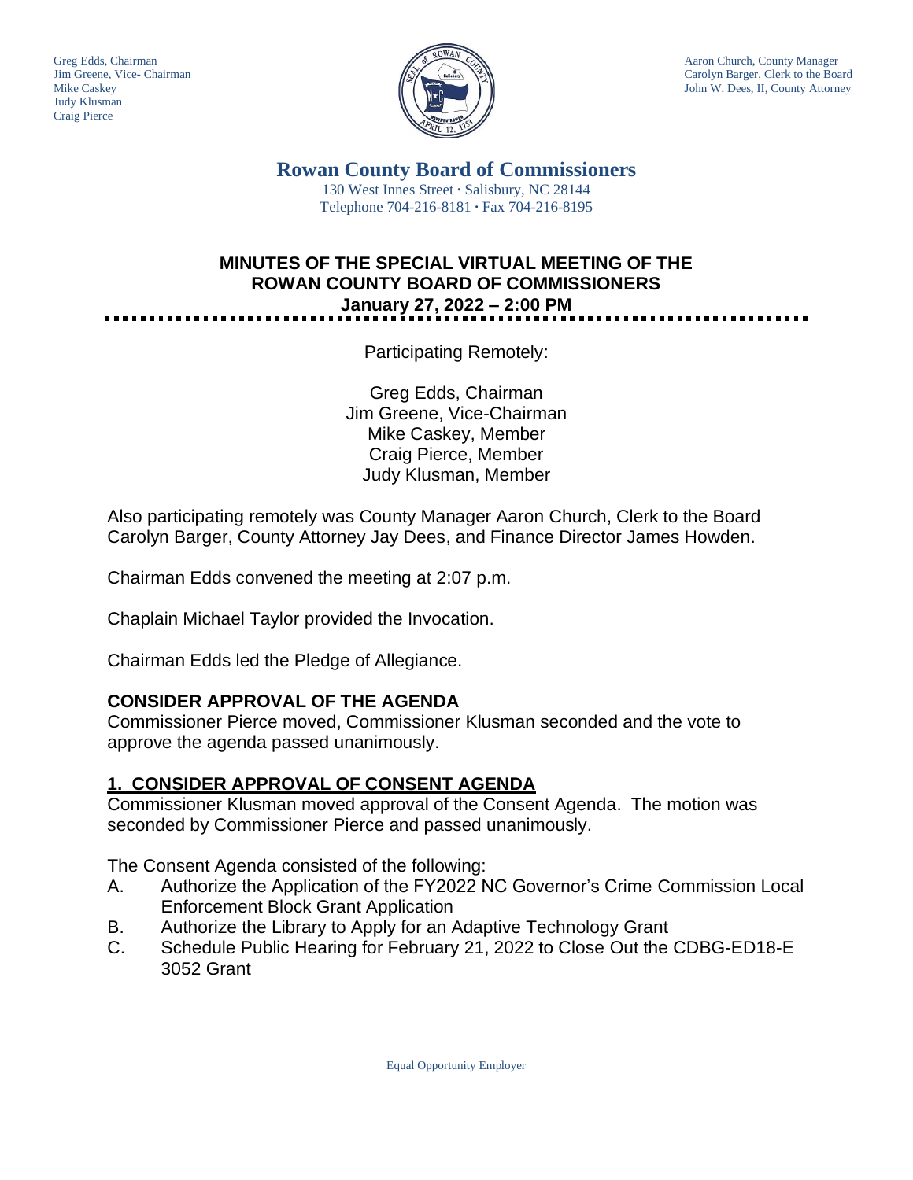Greg Edds, Chairman
Jim Greene, Vice- Chairman
Mike Caskey
Judy Klusman
Craig Pierce

Aaron Church, County Manager
Carolyn Barger, Clerk to the Board
John W. Dees, II, County Attorney

# Rowan County Board of Commissioners

130 West Innes Street · Salisbury, NC 28144
Telephone 704-216-8181 · Fax 704-216-8195

## MINUTES OF THE SPECIAL VIRTUAL MEETING OF THE ROWAN COUNTY BOARD OF COMMISSIONERS
## January 27, 2022 – 2:00 PM

Participating Remotely:

Greg Edds, Chairman
Jim Greene, Vice-Chairman
Mike Caskey, Member
Craig Pierce, Member
Judy Klusman, Member

Also participating remotely was County Manager Aaron Church, Clerk to the Board Carolyn Barger, County Attorney Jay Dees, and Finance Director James Howden.

Chairman Edds convened the meeting at 2:07 p.m.

Chaplain Michael Taylor provided the Invocation.

Chairman Edds led the Pledge of Allegiance.

### CONSIDER APPROVAL OF THE AGENDA

Commissioner Pierce moved, Commissioner Klusman seconded and the vote to approve the agenda passed unanimously.

### 1. CONSIDER APPROVAL OF CONSENT AGENDA

Commissioner Klusman moved approval of the Consent Agenda. The motion was seconded by Commissioner Pierce and passed unanimously.

The Consent Agenda consisted of the following:

A. Authorize the Application of the FY2022 NC Governor's Crime Commission Local Enforcement Block Grant Application
B. Authorize the Library to Apply for an Adaptive Technology Grant
C. Schedule Public Hearing for February 21, 2022 to Close Out the CDBG-ED18-E 3052 Grant

Equal Opportunity Employer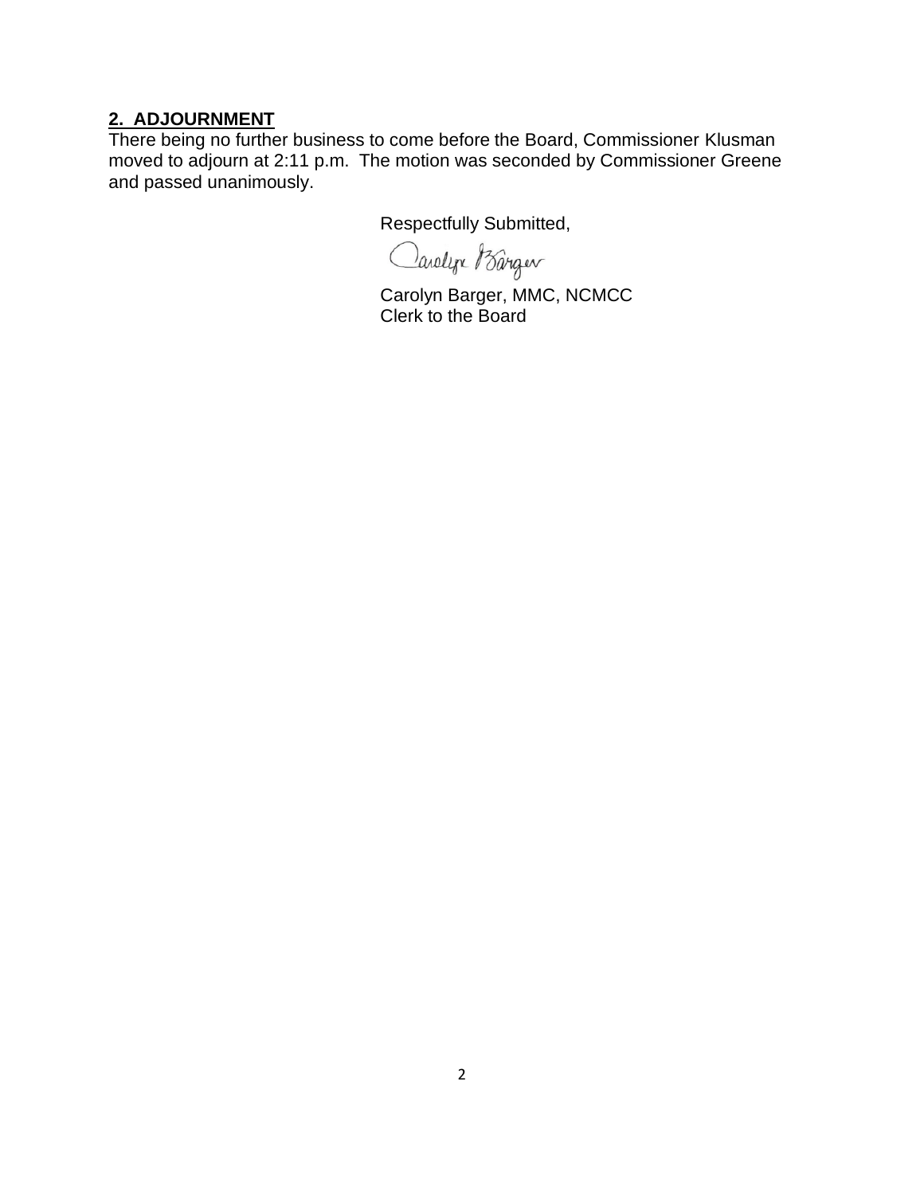## 2. ADJOURNMENT

There being no further business to come before the Board, Commissioner Klusman moved to adjourn at 2:11 p.m. The motion was seconded by Commissioner Greene and passed unanimously.

Respectfully Submitted,

Carolyn Barger

Carolyn Barger, MMC, NCMCC
Clerk to the Board